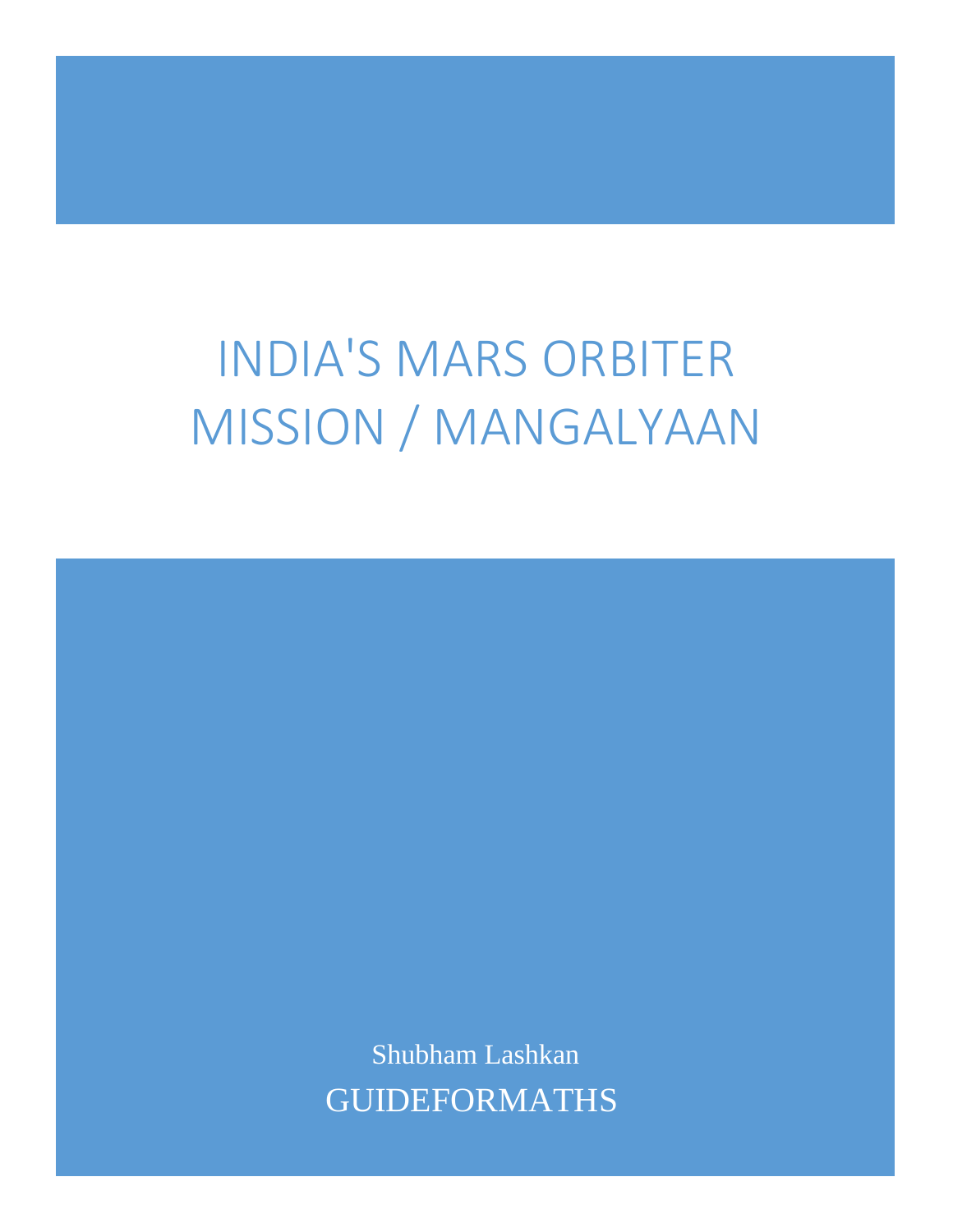# INDIA'S MARS ORBITER MISSION / MANGALYAAN

Shubham Lashkan

GUIDEFORMATHS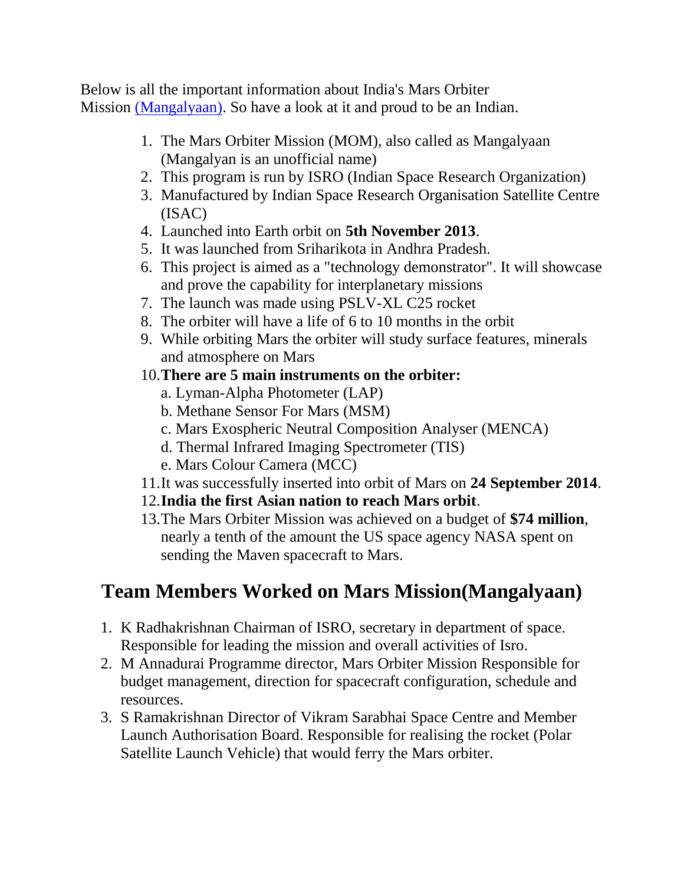Below is all the important information about India's Mars Orbiter Mission [(Mangalyaan)](#). So have a look at it and proud to be an Indian.

1. The Mars Orbiter Mission (MOM), also called as Mangalyaan (Mangalyan is an unofficial name)
2. This program is run by ISRO (Indian Space Research Organization)
3. Manufactured by Indian Space Research Organisation Satellite Centre (ISAC)
4. Launched into Earth orbit on **5th November 2013**.
5. It was launched from Sriharikota in Andhra Pradesh.
6. This project is aimed as a "technology demonstrator". It will showcase and prove the capability for interplanetary missions
7. The launch was made using PSLV-XL C25 rocket
8. The orbiter will have a life of 6 to 10 months in the orbit
9. While orbiting Mars the orbiter will study surface features, minerals and atmosphere on Mars
10. **There are 5 main instruments on the orbiter:**
    a. Lyman-Alpha Photometer (LAP)
    b. Methane Sensor For Mars (MSM)
    c. Mars Exospheric Neutral Composition Analyser (MENCA)
    d. Thermal Infrared Imaging Spectrometer (TIS)
    e. Mars Colour Camera (MCC)
11. It was successfully inserted into orbit of Mars on **24 September 2014**.
12. **India the first Asian nation to reach Mars orbit**.
13. The Mars Orbiter Mission was achieved on a budget of **$74 million**, nearly a tenth of the amount the US space agency NASA spent on sending the Maven spacecraft to Mars.

## Team Members Worked on Mars Mission(Mangalyaan)

1. K Radhakrishnan Chairman of ISRO, secretary in department of space. Responsible for leading the mission and overall activities of Isro.
2. M Annadurai Programme director, Mars Orbiter Mission Responsible for budget management, direction for spacecraft configuration, schedule and resources.
3. S Ramakrishnan Director of Vikram Sarabhai Space Centre and Member Launch Authorisation Board. Responsible for realising the rocket (Polar Satellite Launch Vehicle) that would ferry the Mars orbiter.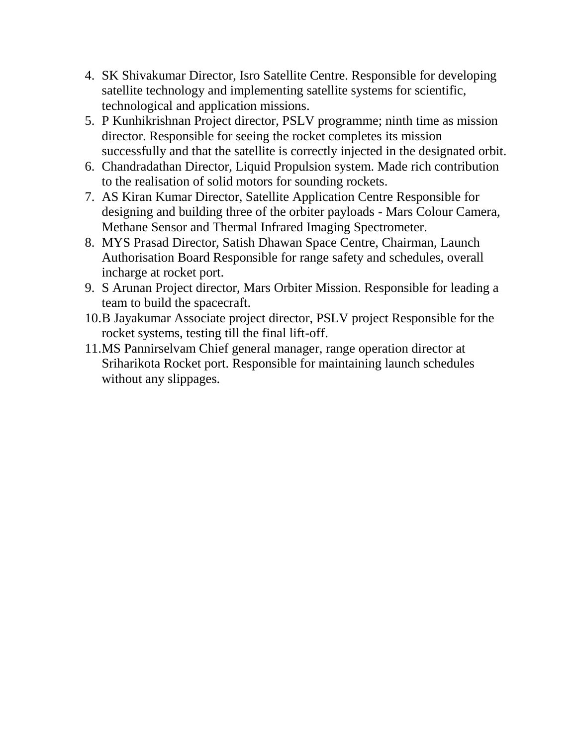4. SK Shivakumar Director, Isro Satellite Centre. Responsible for developing satellite technology and implementing satellite systems for scientific, technological and application missions.
5. P Kunhikrishnan Project director, PSLV programme; ninth time as mission director. Responsible for seeing the rocket completes its mission successfully and that the satellite is correctly injected in the designated orbit.
6. Chandradathan Director, Liquid Propulsion system. Made rich contribution to the realisation of solid motors for sounding rockets.
7. AS Kiran Kumar Director, Satellite Application Centre Responsible for designing and building three of the orbiter payloads - Mars Colour Camera, Methane Sensor and Thermal Infrared Imaging Spectrometer.
8. MYS Prasad Director, Satish Dhawan Space Centre, Chairman, Launch Authorisation Board Responsible for range safety and schedules, overall incharge at rocket port.
9. S Arunan Project director, Mars Orbiter Mission. Responsible for leading a team to build the spacecraft.
10. B Jayakumar Associate project director, PSLV project Responsible for the rocket systems, testing till the final lift-off.
11. MS Pannirselvam Chief general manager, range operation director at Sriharikota Rocket port. Responsible for maintaining launch schedules without any slippages.